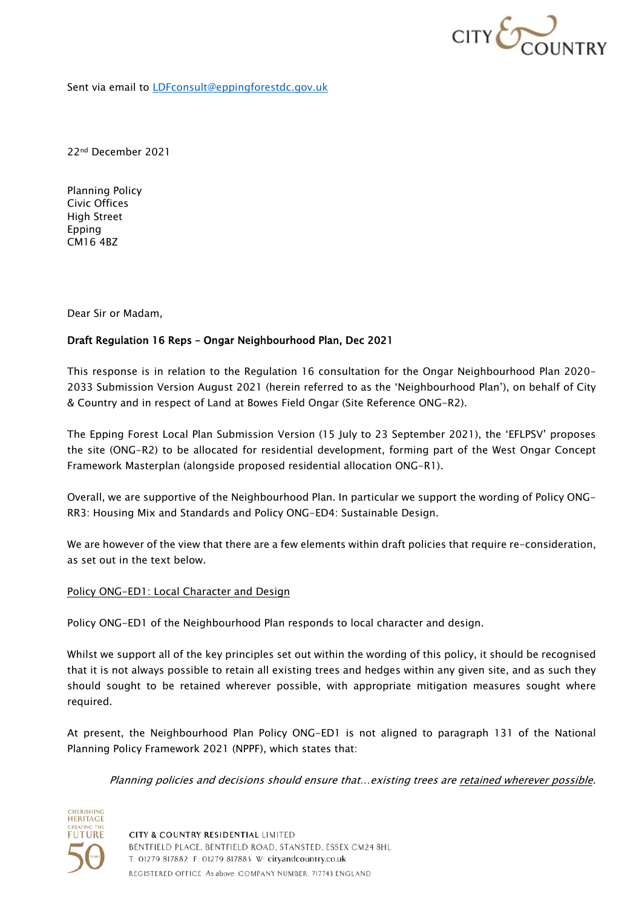Sent via email to LDFconsult@eppingforestdc.gov.uk

22nd December 2021

Planning Policy
Civic Offices
High Street
Epping
CM16 4BZ

Dear Sir or Madam,

**Draft Regulation 16 Reps – Ongar Neighbourhood Plan, Dec 2021**

This response is in relation to the Regulation 16 consultation for the Ongar Neighbourhood Plan 2020-2033 Submission Version August 2021 (herein referred to as the 'Neighbourhood Plan'), on behalf of City & Country and in respect of Land at Bowes Field Ongar (Site Reference ONG-R2).

The Epping Forest Local Plan Submission Version (15 July to 23 September 2021), the 'EFLPSV' proposes the site (ONG-R2) to be allocated for residential development, forming part of the West Ongar Concept Framework Masterplan (alongside proposed residential allocation ONG-R1).

Overall, we are supportive of the Neighbourhood Plan. In particular we support the wording of Policy ONG-RR3: Housing Mix and Standards and Policy ONG-ED4: Sustainable Design.

We are however of the view that there are a few elements within draft policies that require re-consideration, as set out in the text below.

Policy ONG-ED1: Local Character and Design

Policy ONG-ED1 of the Neighbourhood Plan responds to local character and design.

Whilst we support all of the key principles set out within the wording of this policy, it should be recognised that it is not always possible to retain all existing trees and hedges within any given site, and as such they should sought to be retained wherever possible, with appropriate mitigation measures sought where required.

At present, the Neighbourhood Plan Policy ONG-ED1 is not aligned to paragraph 131 of the National Planning Policy Framework 2021 (NPPF), which states that:

> *Planning policies and decisions should ensure that…existing trees are retained wherever possible.*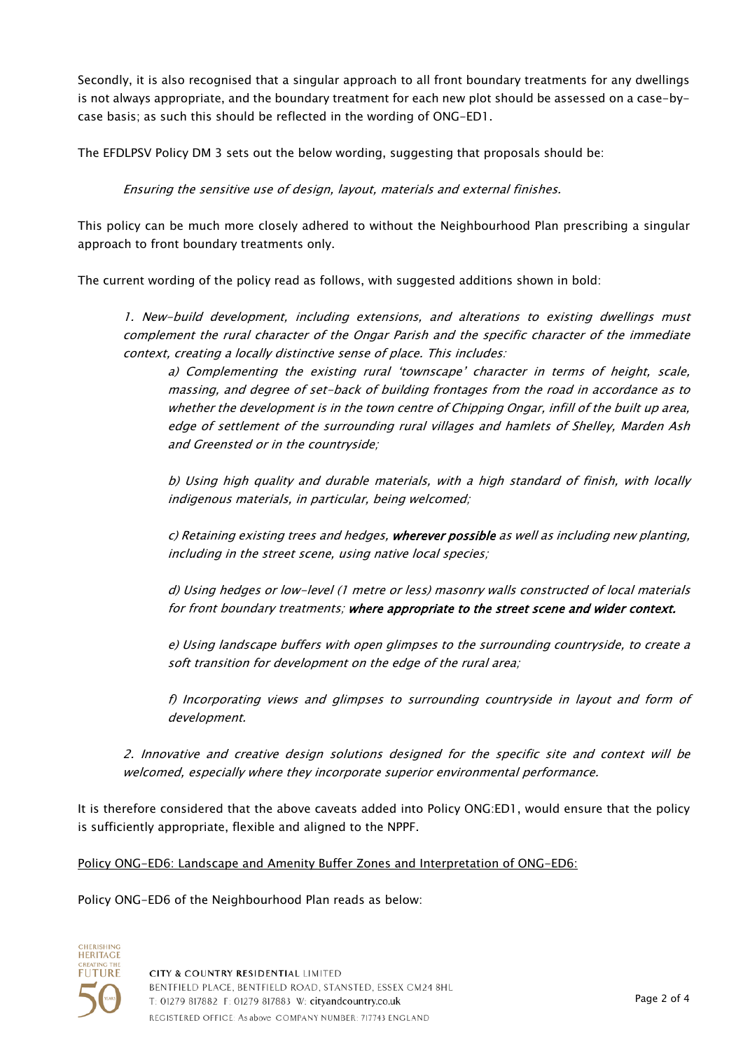Secondly, it is also recognised that a singular approach to all front boundary treatments for any dwellings is not always appropriate, and the boundary treatment for each new plot should be assessed on a case-by-case basis; as such this should be reflected in the wording of ONG-ED1.

The EFDLPSV Policy DM 3 sets out the below wording, suggesting that proposals should be:

> *Ensuring the sensitive use of design, layout, materials and external finishes.*

This policy can be much more closely adhered to without the Neighbourhood Plan prescribing a singular approach to front boundary treatments only.

The current wording of the policy read as follows, with suggested additions shown in bold:

> *1. New-build development, including extensions, and alterations to existing dwellings must complement the rural character of the Ongar Parish and the specific character of the immediate context, creating a locally distinctive sense of place. This includes:*
>
> > *a) Complementing the existing rural 'townscape' character in terms of height, scale, massing, and degree of set-back of building frontages from the road in accordance as to whether the development is in the town centre of Chipping Ongar, infill of the built up area, edge of settlement of the surrounding rural villages and hamlets of Shelley, Marden Ash and Greensted or in the countryside;*
> >
> > *b) Using high quality and durable materials, with a high standard of finish, with locally indigenous materials, in particular, being welcomed;*
> >
> > *c) Retaining existing trees and hedges, **wherever possible** as well as including new planting, including in the street scene, using native local species;*
> >
> > *d) Using hedges or low-level (1 metre or less) masonry walls constructed of local materials for front boundary treatments; **where appropriate to the street scene and wider context.***
> >
> > *e) Using landscape buffers with open glimpses to the surrounding countryside, to create a soft transition for development on the edge of the rural area;*
> >
> > *f) Incorporating views and glimpses to surrounding countryside in layout and form of development.*
>
> *2. Innovative and creative design solutions designed for the specific site and context will be welcomed, especially where they incorporate superior environmental performance.*

It is therefore considered that the above caveats added into Policy ONG:ED1, would ensure that the policy is sufficiently appropriate, flexible and aligned to the NPPF.

<u>Policy ONG-ED6: Landscape and Amenity Buffer Zones and Interpretation of ONG-ED6:</u>

Policy ONG-ED6 of the Neighbourhood Plan reads as below: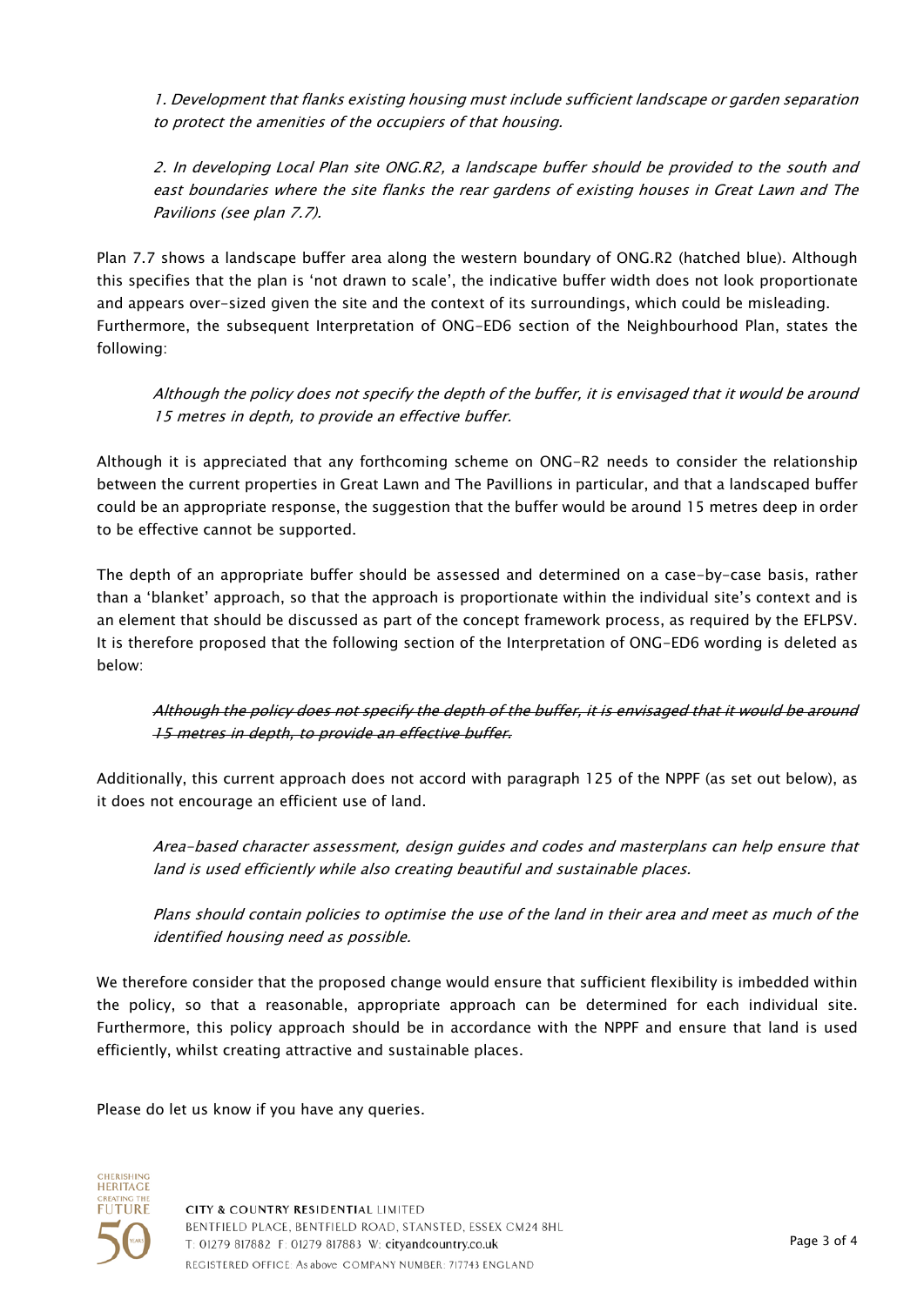*1. Development that flanks existing housing must include sufficient landscape or garden separation to protect the amenities of the occupiers of that housing.*

*2. In developing Local Plan site ONG.R2, a landscape buffer should be provided to the south and east boundaries where the site flanks the rear gardens of existing houses in Great Lawn and The Pavilions (see plan 7.7).*

Plan 7.7 shows a landscape buffer area along the western boundary of ONG.R2 (hatched blue). Although this specifies that the plan is 'not drawn to scale', the indicative buffer width does not look proportionate and appears over-sized given the site and the context of its surroundings, which could be misleading. Furthermore, the subsequent Interpretation of ONG-ED6 section of the Neighbourhood Plan, states the following:

*Although the policy does not specify the depth of the buffer, it is envisaged that it would be around 15 metres in depth, to provide an effective buffer.*

Although it is appreciated that any forthcoming scheme on ONG-R2 needs to consider the relationship between the current properties in Great Lawn and The Pavillions in particular, and that a landscaped buffer could be an appropriate response, the suggestion that the buffer would be around 15 metres deep in order to be effective cannot be supported.

The depth of an appropriate buffer should be assessed and determined on a case-by-case basis, rather than a 'blanket' approach, so that the approach is proportionate within the individual site's context and is an element that should be discussed as part of the concept framework process, as required by the EFLPSV. It is therefore proposed that the following section of the Interpretation of ONG-ED6 wording is deleted as below:

*~~Although the policy does not specify the depth of the buffer, it is envisaged that it would be around 15 metres in depth, to provide an effective buffer.~~*

Additionally, this current approach does not accord with paragraph 125 of the NPPF (as set out below), as it does not encourage an efficient use of land.

*Area-based character assessment, design guides and codes and masterplans can help ensure that land is used efficiently while also creating beautiful and sustainable places.*

*Plans should contain policies to optimise the use of the land in their area and meet as much of the identified housing need as possible.*

We therefore consider that the proposed change would ensure that sufficient flexibility is imbedded within the policy, so that a reasonable, appropriate approach can be determined for each individual site. Furthermore, this policy approach should be in accordance with the NPPF and ensure that land is used efficiently, whilst creating attractive and sustainable places.

Please do let us know if you have any queries.

CITY & COUNTRY RESIDENTIAL LIMITED
BENTFIELD PLACE, BENTFIELD ROAD, STANSTED, ESSEX CM24 8HL
T: 01279 817882 F: 01279 817883 W: cityandcountry.co.uk
REGISTERED OFFICE: As above COMPANY NUMBER: 717743 ENGLAND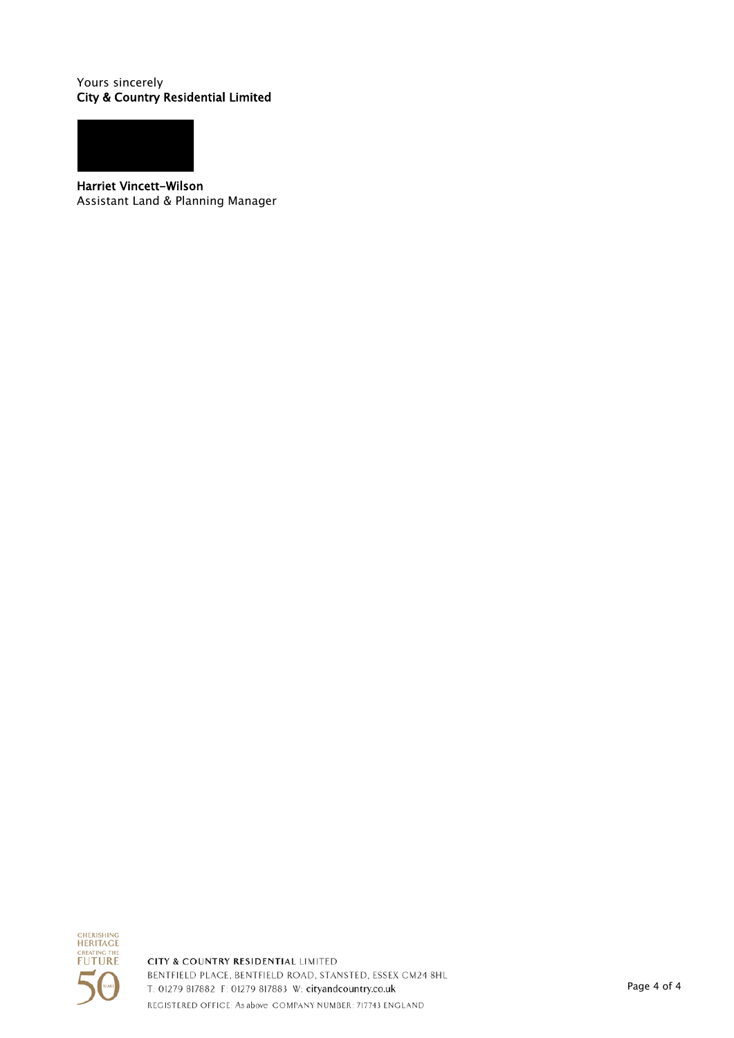Yours sincerely
**City & Country Residential Limited**

**Harriet Vincett-Wilson**
Assistant Land & Planning Manager